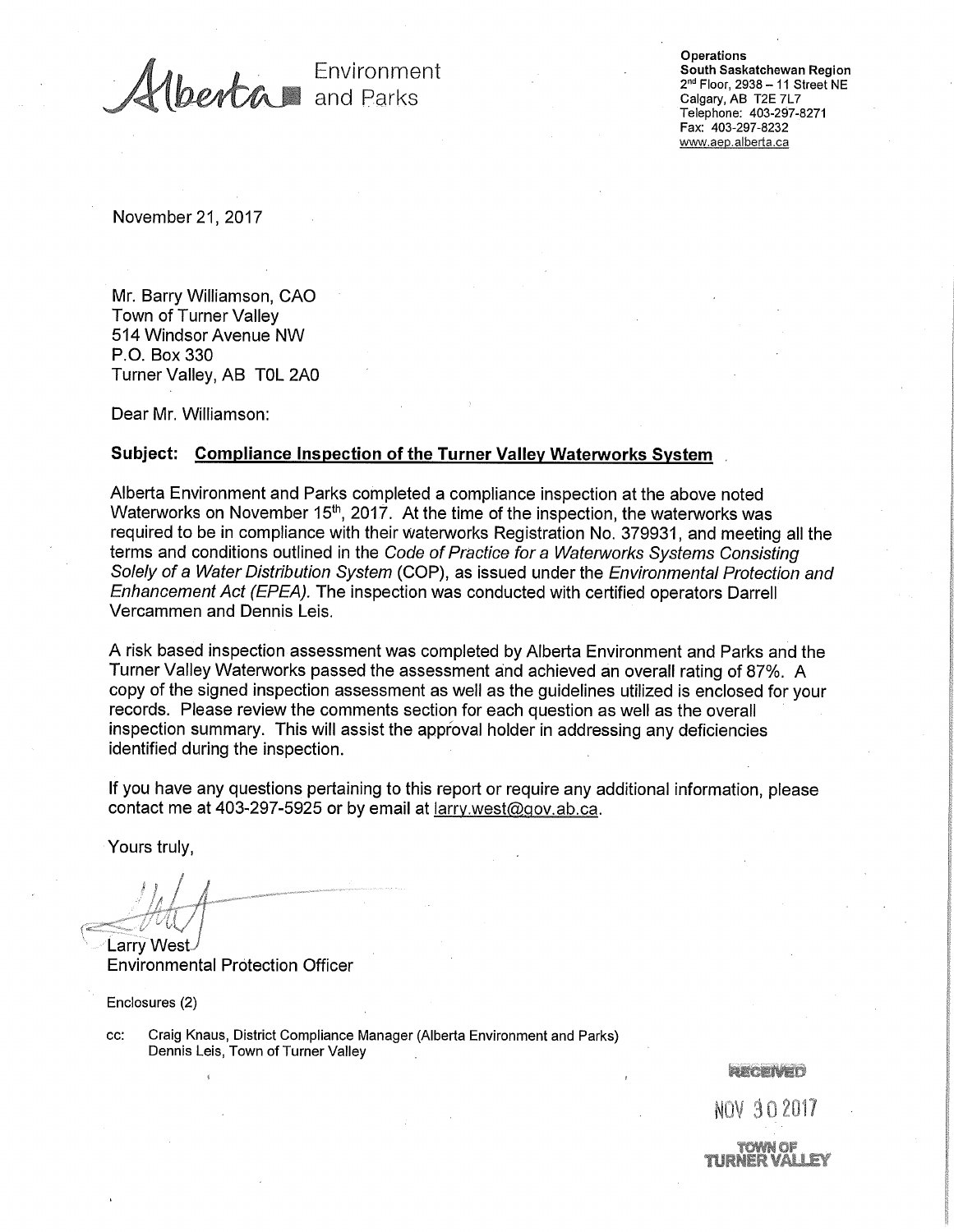Alberta Environment and Parks

**Operations**
**South Saskatchewan Region**
2nd Floor, 2938 – 11 Street NE
Calgary, AB T2E 7L7
Telephone: 403-297-8271
Fax: 403-297-8232
www.aep.alberta.ca

November 21, 2017

Mr. Barry Williamson, CAO
Town of Turner Valley
514 Windsor Avenue NW
P.O. Box 330
Turner Valley, AB T0L 2A0

Dear Mr. Williamson:

**Subject: Compliance Inspection of the Turner Valley Waterworks System**

Alberta Environment and Parks completed a compliance inspection at the above noted Waterworks on November 15th, 2017. At the time of the inspection, the waterworks was required to be in compliance with their waterworks Registration No. 379931, and meeting all the terms and conditions outlined in the *Code of Practice for a Waterworks Systems Consisting Solely of a Water Distribution System* (COP), as issued under the *Environmental Protection and Enhancement Act (EPEA).* The inspection was conducted with certified operators Darrell Vercammen and Dennis Leis.

A risk based inspection assessment was completed by Alberta Environment and Parks and the Turner Valley Waterworks passed the assessment and achieved an overall rating of 87%. A copy of the signed inspection assessment as well as the guidelines utilized is enclosed for your records. Please review the comments section for each question as well as the overall inspection summary. This will assist the approval holder in addressing any deficiencies identified during the inspection.

If you have any questions pertaining to this report or require any additional information, please contact me at 403-297-5925 or by email at larry.west@gov.ab.ca.

Yours truly,

Larry West
Environmental Protection Officer

Enclosures (2)

cc: Craig Knaus, District Compliance Manager (Alberta Environment and Parks)
Dennis Leis, Town of Turner Valley

RECEIVED
NOV 30 2017
TOWN OF TURNER VALLEY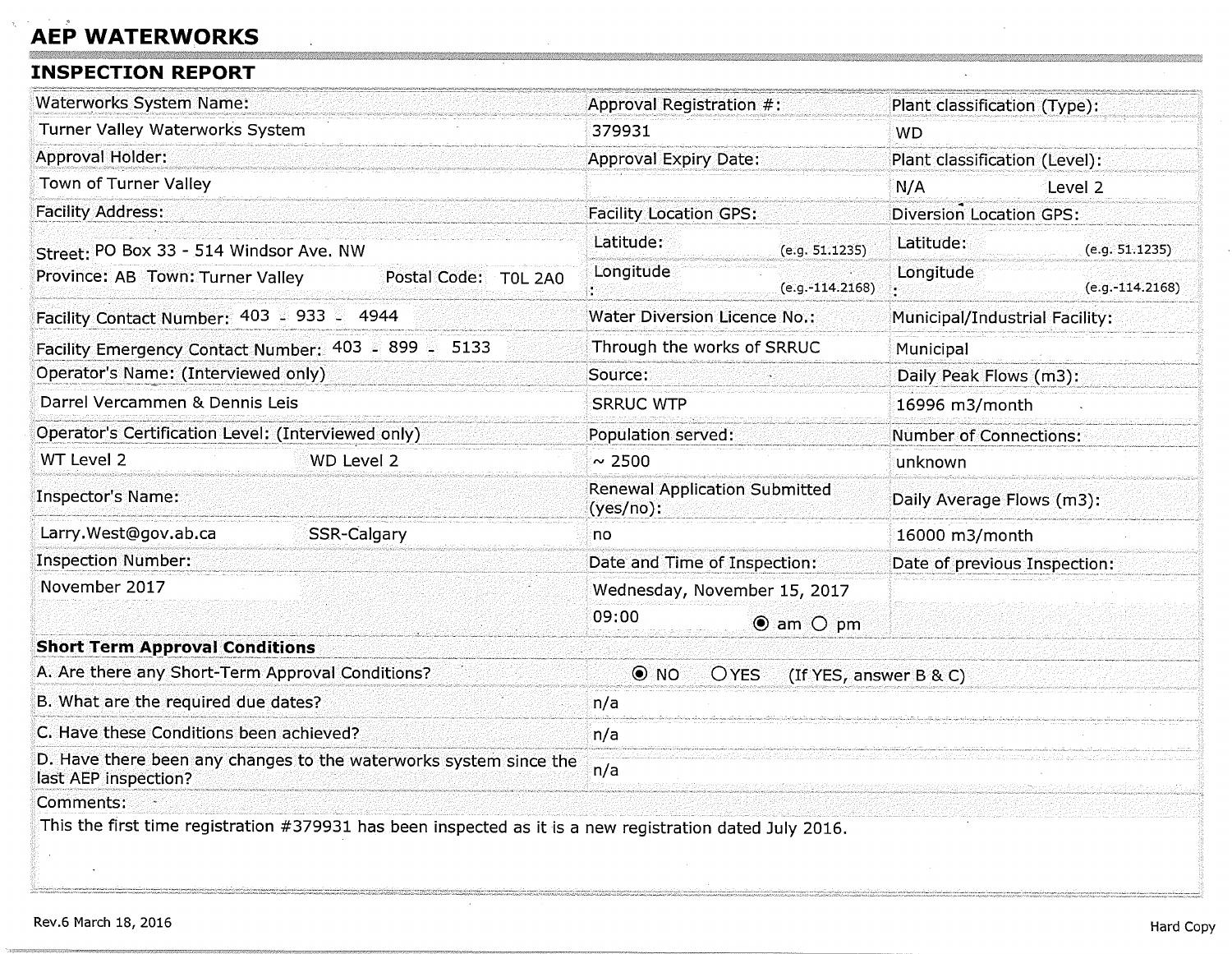# AEP WATERWORKS

## INSPECTION REPORT

| Waterworks System Name: | Approval Registration #: | Plant classification (Type): |
|---|---|---|
| Turner Valley Waterworks System | 379931 | WD |
| Approval Holder: | Approval Expiry Date: | Plant classification (Level): |
| Town of Turner Valley | | N/A Level 2 |
| Facility Address: | Facility Location GPS: | Diversion Location GPS: |
| Street: PO Box 33 - 514 Windsor Ave. NW | Latitude: (e.g. 51.1235) | Latitude: (e.g. 51.1235) |
| Province: AB Town: Turner Valley Postal Code: T0L 2A0 | Longitude: (e.g.-114.2168) | Longitude: (e.g.-114.2168) |
| Facility Contact Number: 403 - 933 - 4944 | Water Diversion Licence No.: | Municipal/Industrial Facility: |
| Facility Emergency Contact Number: 403 - 899 - 5133 | Through the works of SRRUC | Municipal |
| Operator's Name: (Interviewed only) | Source: | Daily Peak Flows (m3): |
| Darrel Vercammen & Dennis Leis | SRRUC WTP | 16996 m3/month |
| Operator's Certification Level: (Interviewed only) | Population served: | Number of Connections: |
| WT Level 2 WD Level 2 | ~ 2500 | unknown |
| Inspector's Name: | Renewal Application Submitted (yes/no): | Daily Average Flows (m3): |
| Larry.West@gov.ab.ca SSR-Calgary | no | 16000 m3/month |
| Inspection Number: | Date and Time of Inspection: | Date of previous Inspection: |
| November 2017 | Wednesday, November 15, 2017 09:00 ◉ am ○ pm | |

### Short Term Approval Conditions

| | |
|---|---|
| A. Are there any Short-Term Approval Conditions? | ◉ NO ○ YES (If YES, answer B & C) |
| B. What are the required due dates? | n/a |
| C. Have these Conditions been achieved? | n/a |
| D. Have there been any changes to the waterworks system since the last AEP inspection? | n/a |

Comments:

This the first time registration #379931 has been inspected as it is a new registration dated July 2016.

Rev.6 March 18, 2016

Hard Copy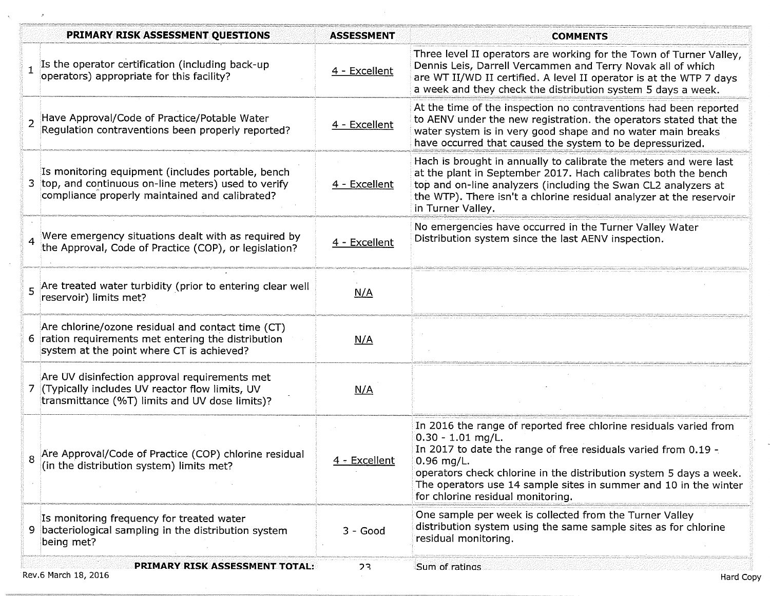| | PRIMARY RISK ASSESSMENT QUESTIONS | ASSESSMENT | COMMENTS |
|---|---|---|---|
| 1 | Is the operator certification (including back-up operators) appropriate for this facility? | 4 - Excellent | Three level II operators are working for the Town of Turner Valley, Dennis Leis, Darrell Vercammen and Terry Novak all of which are WT II/WD II certified. A level II operator is at the WTP 7 days a week and they check the distribution system 5 days a week. |
| 2 | Have Approval/Code of Practice/Potable Water Regulation contraventions been properly reported? | 4 - Excellent | At the time of the inspection no contraventions had been reported to AENV under the new registration. the operators stated that the water system is in very good shape and no water main breaks have occurred that caused the system to be depressurized. |
| 3 | Is monitoring equipment (includes portable, bench top, and continuous on-line meters) used to verify compliance properly maintained and calibrated? | 4 - Excellent | Hach is brought in annually to calibrate the meters and were last at the plant in September 2017. Hach calibrates both the bench top and on-line analyzers (including the Swan CL2 analyzers at the WTP). There isn't a chlorine residual analyzer at the reservoir in Turner Valley. |
| 4 | Were emergency situations dealt with as required by the Approval, Code of Practice (COP), or legislation? | 4 - Excellent | No emergencies have occurred in the Turner Valley Water Distribution system since the last AENV inspection. |
| 5 | Are treated water turbidity (prior to entering clear well reservoir) limits met? | N/A | |
| 6 | Are chlorine/ozone residual and contact time (CT) ration requirements met entering the distribution system at the point where CT is achieved? | N/A | |
| 7 | Are UV disinfection approval requirements met (Typically includes UV reactor flow limits, UV transmittance (%T) limits and UV dose limits)? | N/A | |
| 8 | Are Approval/Code of Practice (COP) chlorine residual (in the distribution system) limits met? | 4 - Excellent | In 2016 the range of reported free chlorine residuals varied from 0.30 - 1.01 mg/L. In 2017 to date the range of free residuals varied from 0.19 - 0.96 mg/L. operators check chlorine in the distribution system 5 days a week. The operators use 14 sample sites in summer and 10 in the winter for chlorine residual monitoring. |
| 9 | Is monitoring frequency for treated water bacteriological sampling in the distribution system being met? | 3 - Good | One sample per week is collected from the Turner Valley distribution system using the same sample sites as for chlorine residual monitoring. |
| | **PRIMARY RISK ASSESSMENT TOTAL:** | 23 | Sum of ratings |

Rev.6 March 18, 2016 Hard Copy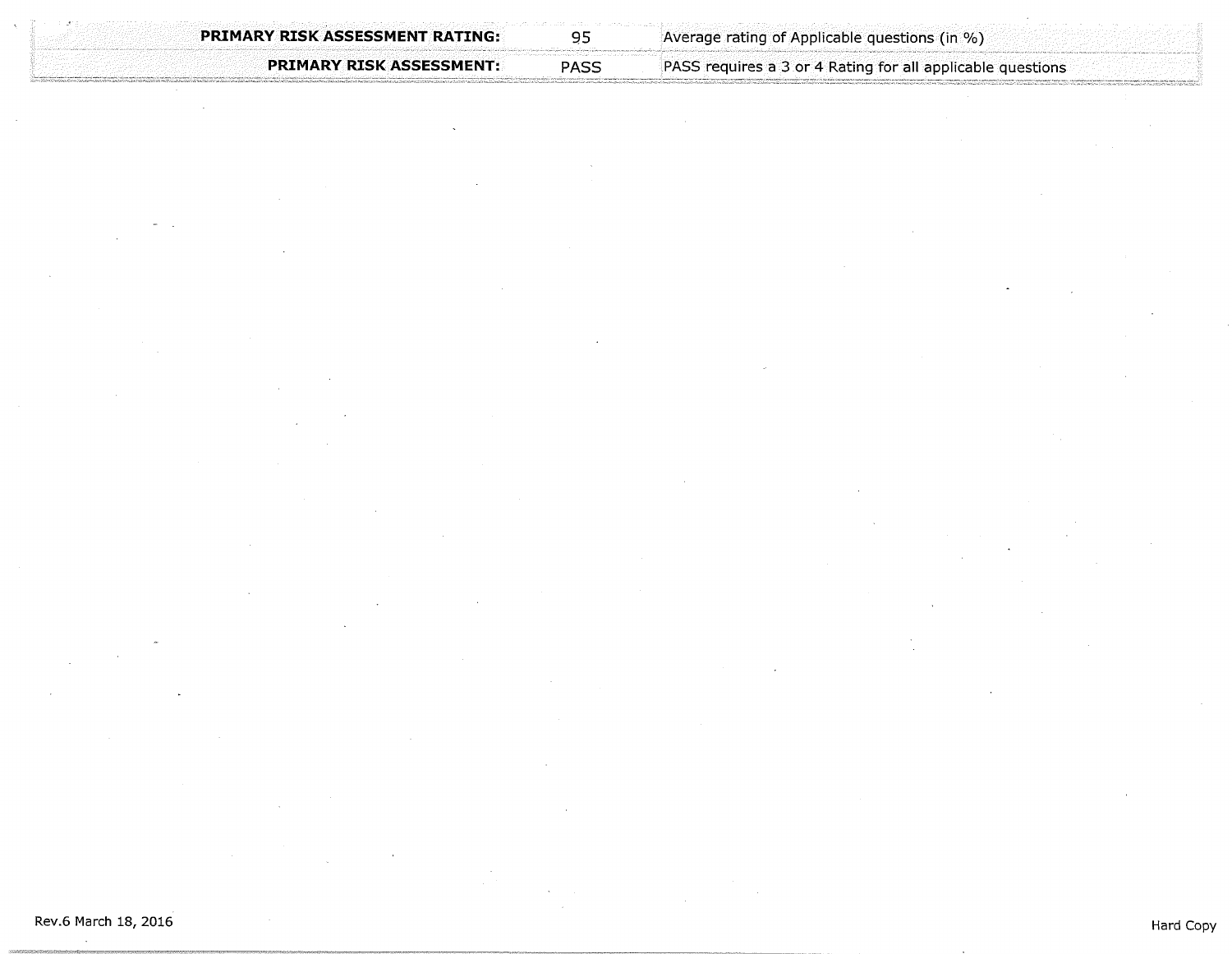| | | |
|---|---|---|
| **PRIMARY RISK ASSESSMENT RATING:** | 95 | Average rating of Applicable questions (in %) |
| **PRIMARY RISK ASSESSMENT:** | PASS | PASS requires a 3 or 4 Rating for all applicable questions |

Rev.6 March 18, 2016

Hard Copy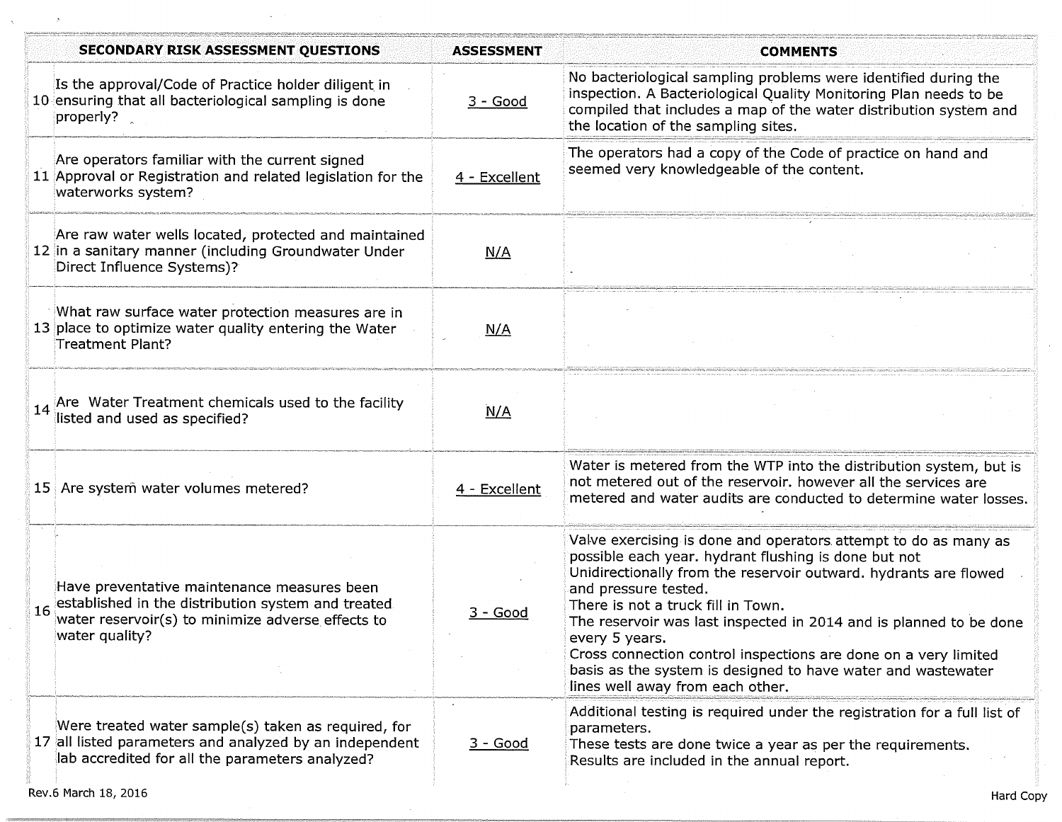| | SECONDARY RISK ASSESSMENT QUESTIONS | ASSESSMENT | COMMENTS |
|---|---|---|---|
| 10 | Is the approval/Code of Practice holder diligent in ensuring that all bacteriological sampling is done properly? | 3 - Good | No bacteriological sampling problems were identified during the inspection. A Bacteriological Quality Monitoring Plan needs to be compiled that includes a map of the water distribution system and the location of the sampling sites. |
| 11 | Are operators familiar with the current signed Approval or Registration and related legislation for the waterworks system? | 4 - Excellent | The operators had a copy of the Code of practice on hand and seemed very knowledgeable of the content. |
| 12 | Are raw water wells located, protected and maintained in a sanitary manner (including Groundwater Under Direct Influence Systems)? | N/A | |
| 13 | What raw surface water protection measures are in place to optimize water quality entering the Water Treatment Plant? | N/A | |
| 14 | Are Water Treatment chemicals used to the facility listed and used as specified? | N/A | |
| 15 | Are system water volumes metered? | 4 - Excellent | Water is metered from the WTP into the distribution system, but is not metered out of the reservoir. however all the services are metered and water audits are conducted to determine water losses. |
| 16 | Have preventative maintenance measures been established in the distribution system and treated water reservoir(s) to minimize adverse effects to water quality? | 3 - Good | Valve exercising is done and operators attempt to do as many as possible each year. hydrant flushing is done but not Unidirectionally from the reservoir outward. hydrants are flowed and pressure tested.<br>There is not a truck fill in Town.<br>The reservoir was last inspected in 2014 and is planned to be done every 5 years.<br>Cross connection control inspections are done on a very limited basis as the system is designed to have water and wastewater lines well away from each other. |
| 17 | Were treated water sample(s) taken as required, for all listed parameters and analyzed by an independent lab accredited for all the parameters analyzed? | 3 - Good | Additional testing is required under the registration for a full list of parameters.<br>These tests are done twice a year as per the requirements.<br>Results are included in the annual report. |

Rev.6 March 18, 2016

Hard Copy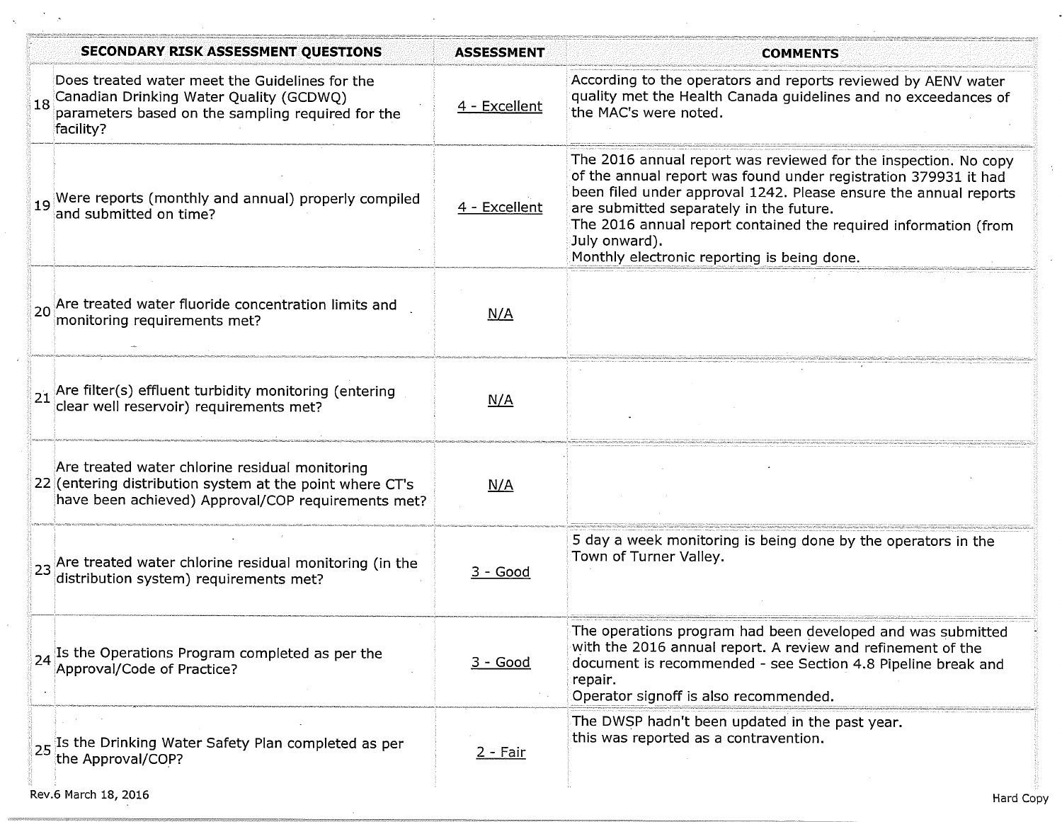| | SECONDARY RISK ASSESSMENT QUESTIONS | ASSESSMENT | COMMENTS |
|---|---|---|---|
| 18 | Does treated water meet the Guidelines for the Canadian Drinking Water Quality (GCDWQ) parameters based on the sampling required for the facility? | 4 - Excellent | According to the operators and reports reviewed by AENV water quality met the Health Canada guidelines and no exceedances of the MAC's were noted. |
| 19 | Were reports (monthly and annual) properly compiled and submitted on time? | 4 - Excellent | The 2016 annual report was reviewed for the inspection. No copy of the annual report was found under registration 379931 it had been filed under approval 1242. Please ensure the annual reports are submitted separately in the future.<br>The 2016 annual report contained the required information (from July onward).<br>Monthly electronic reporting is being done. |
| 20 | Are treated water fluoride concentration limits and monitoring requirements met? | N/A | |
| 21 | Are filter(s) effluent turbidity monitoring (entering clear well reservoir) requirements met? | N/A | |
| 22 | Are treated water chlorine residual monitoring (entering distribution system at the point where CT's have been achieved) Approval/COP requirements met? | N/A | |
| 23 | Are treated water chlorine residual monitoring (in the distribution system) requirements met? | 3 - Good | 5 day a week monitoring is being done by the operators in the Town of Turner Valley. |
| 24 | Is the Operations Program completed as per the Approval/Code of Practice? | 3 - Good | The operations program had been developed and was submitted with the 2016 annual report. A review and refinement of the document is recommended - see Section 4.8 Pipeline break and repair.<br>Operator signoff is also recommended. |
| 25 | Is the Drinking Water Safety Plan completed as per the Approval/COP? | 2 - Fair | The DWSP hadn't been updated in the past year. this was reported as a contravention. |

Rev.6 March 18, 2016

Hard Copy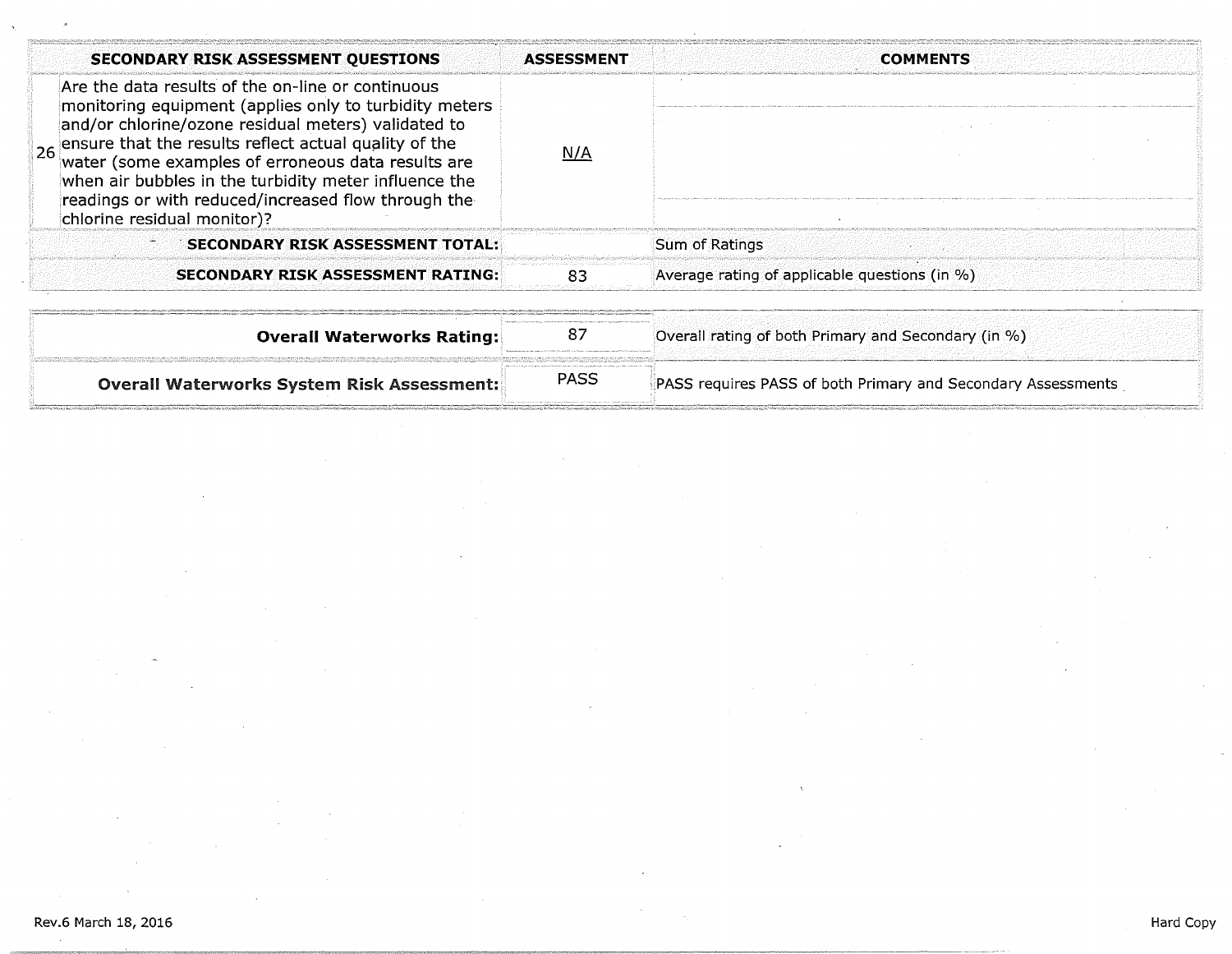| | SECONDARY RISK ASSESSMENT QUESTIONS | ASSESSMENT | COMMENTS |
|---|---|---|---|
| 26 | Are the data results of the on-line or continuous monitoring equipment (applies only to turbidity meters and/or chlorine/ozone residual meters) validated to ensure that the results reflect actual quality of the water (some examples of erroneous data results are when air bubbles in the turbidity meter influence the readings or with reduced/increased flow through the chlorine residual monitor)? | N/A | |
| | **SECONDARY RISK ASSESSMENT TOTAL:** | | Sum of Ratings |
| | **SECONDARY RISK ASSESSMENT RATING:** | 83 | Average rating of applicable questions (in %) |

| | | |
|---|---|---|
| **Overall Waterworks Rating:** | 87 | Overall rating of both Primary and Secondary (in %) |
| **Overall Waterworks System Risk Assessment:** | PASS | PASS requires PASS of both Primary and Secondary Assessments |

Rev.6 March 18, 2016

Hard Copy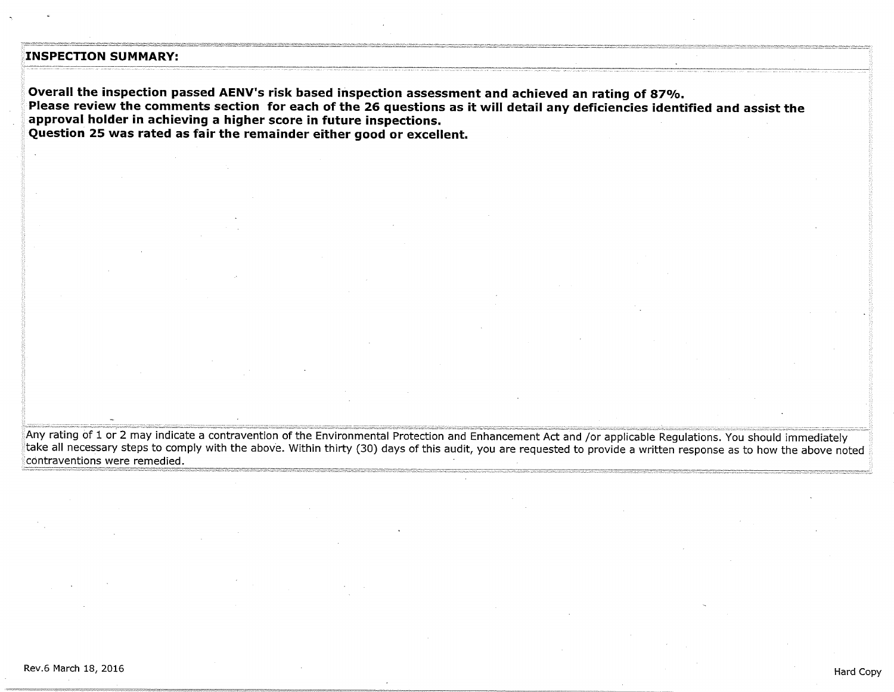**INSPECTION SUMMARY:**

**Overall the inspection passed AENV's risk based inspection assessment and achieved an rating of 87%.**
**Please review the comments section for each of the 26 questions as it will detail any deficiencies identified and assist the approval holder in achieving a higher score in future inspections.**
**Question 25 was rated as fair the remainder either good or excellent.**

Any rating of 1 or 2 may indicate a contravention of the Environmental Protection and Enhancement Act and /or applicable Regulations. You should immediately take all necessary steps to comply with the above. Within thirty (30) days of this audit, you are requested to provide a written response as to how the above noted contraventions were remedied.

Rev.6 March 18, 2016

Hard Copy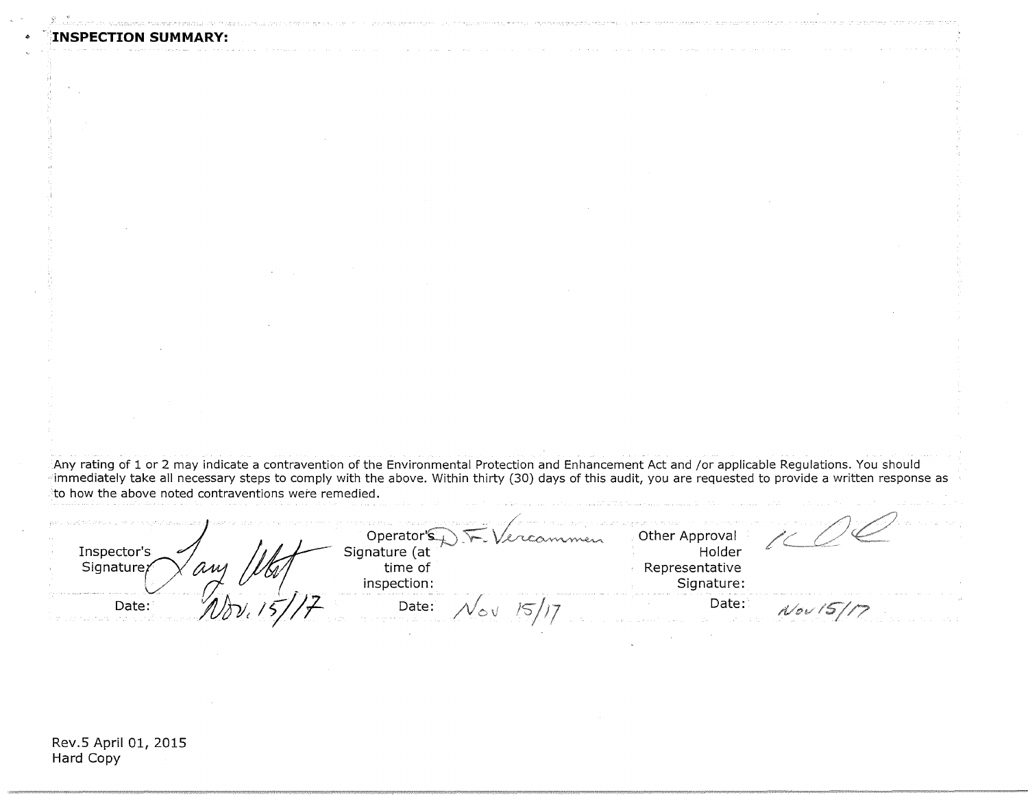**INSPECTION SUMMARY:**

Any rating of 1 or 2 may indicate a contravention of the Environmental Protection and Enhancement Act and /or applicable Regulations. You should immediately take all necessary steps to comply with the above. Within thirty (30) days of this audit, you are requested to provide a written response as to how the above noted contraventions were remedied.

| | | | | | |
|---|---|---|---|---|---|
| Inspector's Signature: | Gary Watt | Operator's Signature (at time of inspection: | D. F. Vercammen | Other Approval Holder Representative Signature: | |
| Date: | Nov. 15/17 | Date: | Nov 15/17 | Date: | Nov 15/17 |

Rev.5 April 01, 2015
Hard Copy